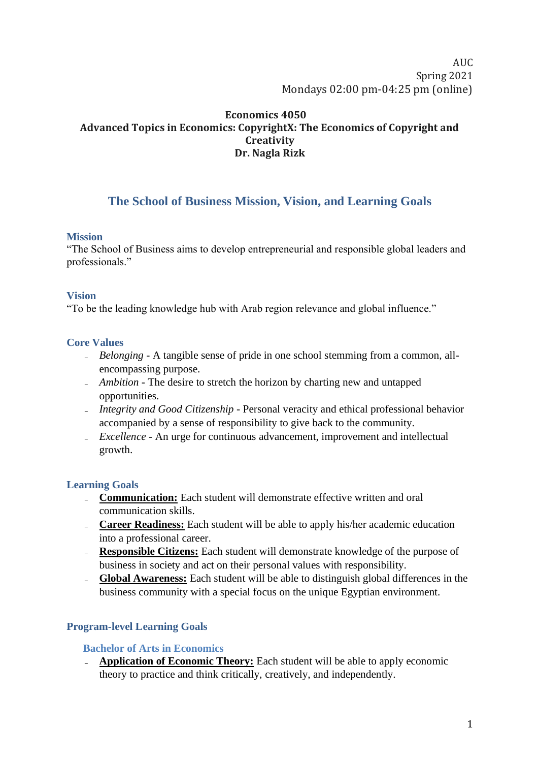AUC
Spring 2021
Mondays 02:00 pm-04:25 pm (online)

**Economics 4050**
**Advanced Topics in Economics: CopyrightX: The Economics of Copyright and Creativity**
**Dr. Nagla Rizk**

## The School of Business Mission, Vision, and Learning Goals

### Mission

"The School of Business aims to develop entrepreneurial and responsible global leaders and professionals."

### Vision

"To be the leading knowledge hub with Arab region relevance and global influence."

### Core Values

- *Belonging* - A tangible sense of pride in one school stemming from a common, all-encompassing purpose.
- *Ambition* - The desire to stretch the horizon by charting new and untapped opportunities.
- *Integrity and Good Citizenship* - Personal veracity and ethical professional behavior accompanied by a sense of responsibility to give back to the community.
- *Excellence* - An urge for continuous advancement, improvement and intellectual growth.

### Learning Goals

- **Communication:** Each student will demonstrate effective written and oral communication skills.
- **Career Readiness:** Each student will be able to apply his/her academic education into a professional career.
- **Responsible Citizens:** Each student will demonstrate knowledge of the purpose of business in society and act on their personal values with responsibility.
- **Global Awareness:** Each student will be able to distinguish global differences in the business community with a special focus on the unique Egyptian environment.

### Program-level Learning Goals

#### Bachelor of Arts in Economics

- **Application of Economic Theory:** Each student will be able to apply economic theory to practice and think critically, creatively, and independently.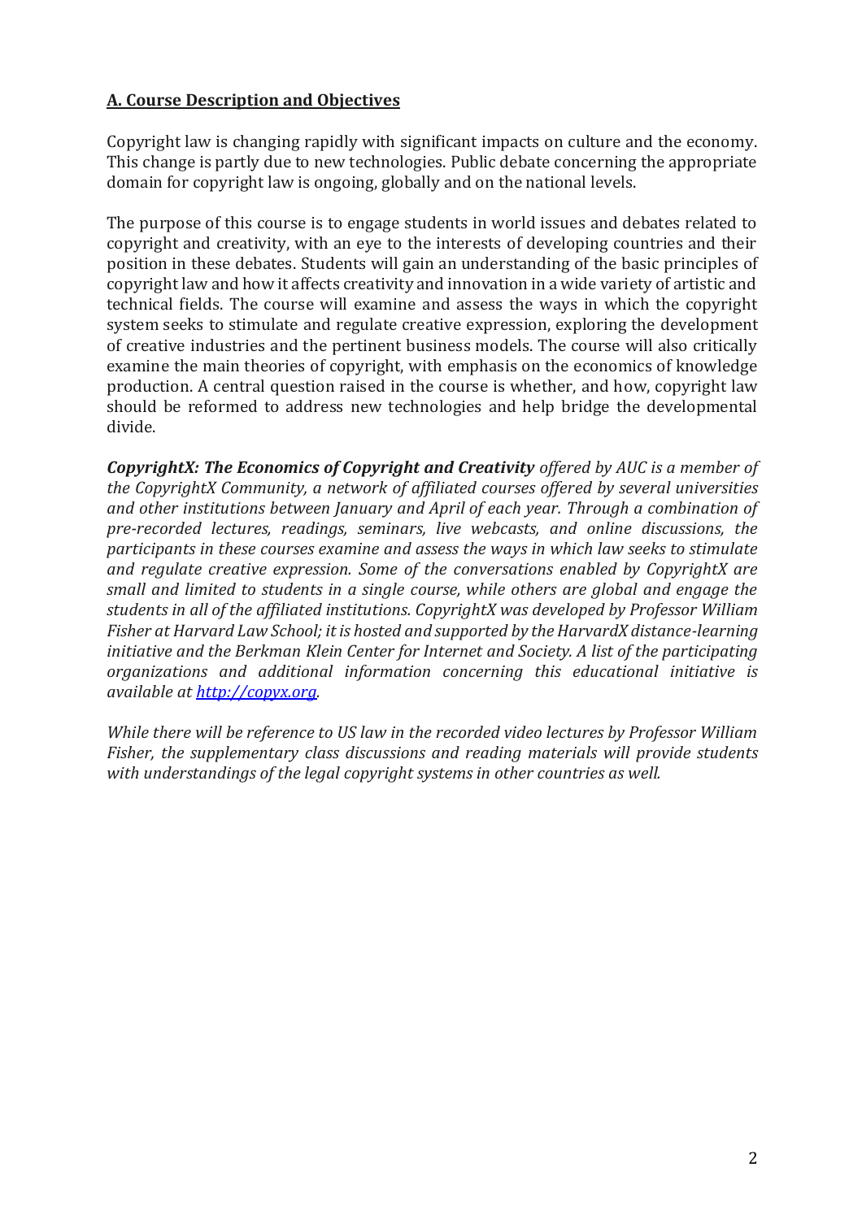## A. Course Description and Objectives

Copyright law is changing rapidly with significant impacts on culture and the economy. This change is partly due to new technologies. Public debate concerning the appropriate domain for copyright law is ongoing, globally and on the national levels.

The purpose of this course is to engage students in world issues and debates related to copyright and creativity, with an eye to the interests of developing countries and their position in these debates. Students will gain an understanding of the basic principles of copyright law and how it affects creativity and innovation in a wide variety of artistic and technical fields. The course will examine and assess the ways in which the copyright system seeks to stimulate and regulate creative expression, exploring the development of creative industries and the pertinent business models. The course will also critically examine the main theories of copyright, with emphasis on the economics of knowledge production. A central question raised in the course is whether, and how, copyright law should be reformed to address new technologies and help bridge the developmental divide.

***CopyrightX: The Economics of Copyright and Creativity*** *offered by AUC is a member of the CopyrightX Community, a network of affiliated courses offered by several universities and other institutions between January and April of each year. Through a combination of pre-recorded lectures, readings, seminars, live webcasts, and online discussions, the participants in these courses examine and assess the ways in which law seeks to stimulate and regulate creative expression. Some of the conversations enabled by CopyrightX are small and limited to students in a single course, while others are global and engage the students in all of the affiliated institutions. CopyrightX was developed by Professor William Fisher at Harvard Law School; it is hosted and supported by the HarvardX distance-learning initiative and the Berkman Klein Center for Internet and Society. A list of the participating organizations and additional information concerning this educational initiative is available at [http://copyx.org](http://copyx.org).*

*While there will be reference to US law in the recorded video lectures by Professor William Fisher, the supplementary class discussions and reading materials will provide students with understandings of the legal copyright systems in other countries as well.*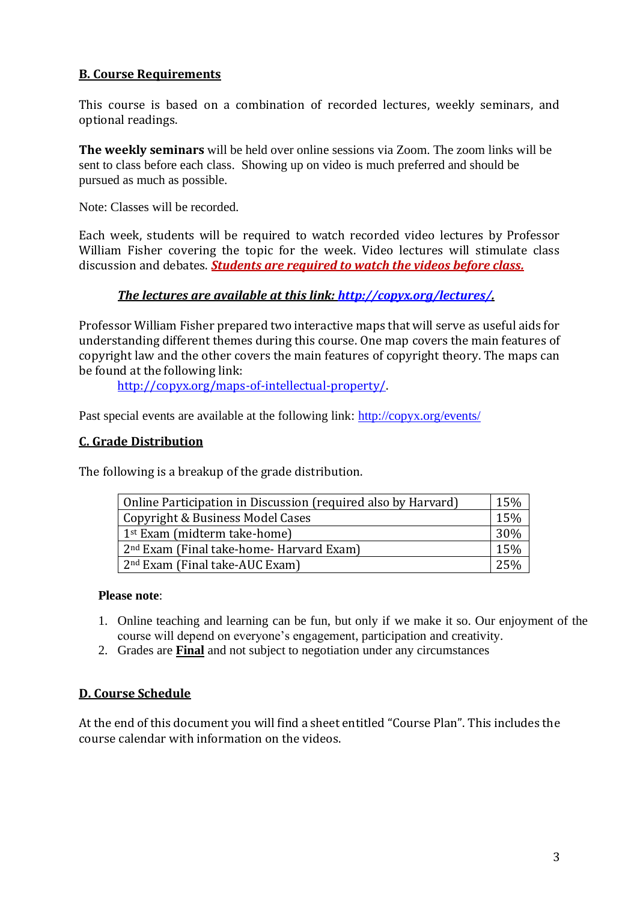## B. Course Requirements

This course is based on a combination of recorded lectures, weekly seminars, and optional readings.

**The weekly seminars** will be held over online sessions via Zoom. The zoom links will be sent to class before each class. Showing up on video is much preferred and should be pursued as much as possible.

Note: Classes will be recorded.

Each week, students will be required to watch recorded video lectures by Professor William Fisher covering the topic for the week. Video lectures will stimulate class discussion and debates. ***Students are required to watch the videos before class.***

***The lectures are available at this link: http://copyx.org/lectures/.***

Professor William Fisher prepared two interactive maps that will serve as useful aids for understanding different themes during this course. One map covers the main features of copyright law and the other covers the main features of copyright theory. The maps can be found at the following link:

http://copyx.org/maps-of-intellectual-property/.

Past special events are available at the following link: http://copyx.org/events/

## C. Grade Distribution

The following is a breakup of the grade distribution.

| Component | Weight |
|---|---|
| Online Participation in Discussion (required also by Harvard) | 15% |
| Copyright & Business Model Cases | 15% |
| 1st Exam (midterm take-home) | 30% |
| 2nd Exam (Final take-home- Harvard Exam) | 15% |
| 2nd Exam (Final take-AUC Exam) | 25% |

**Please note**:

1. Online teaching and learning can be fun, but only if we make it so. Our enjoyment of the course will depend on everyone's engagement, participation and creativity.
2. Grades are **Final** and not subject to negotiation under any circumstances

## D. Course Schedule

At the end of this document you will find a sheet entitled "Course Plan". This includes the course calendar with information on the videos.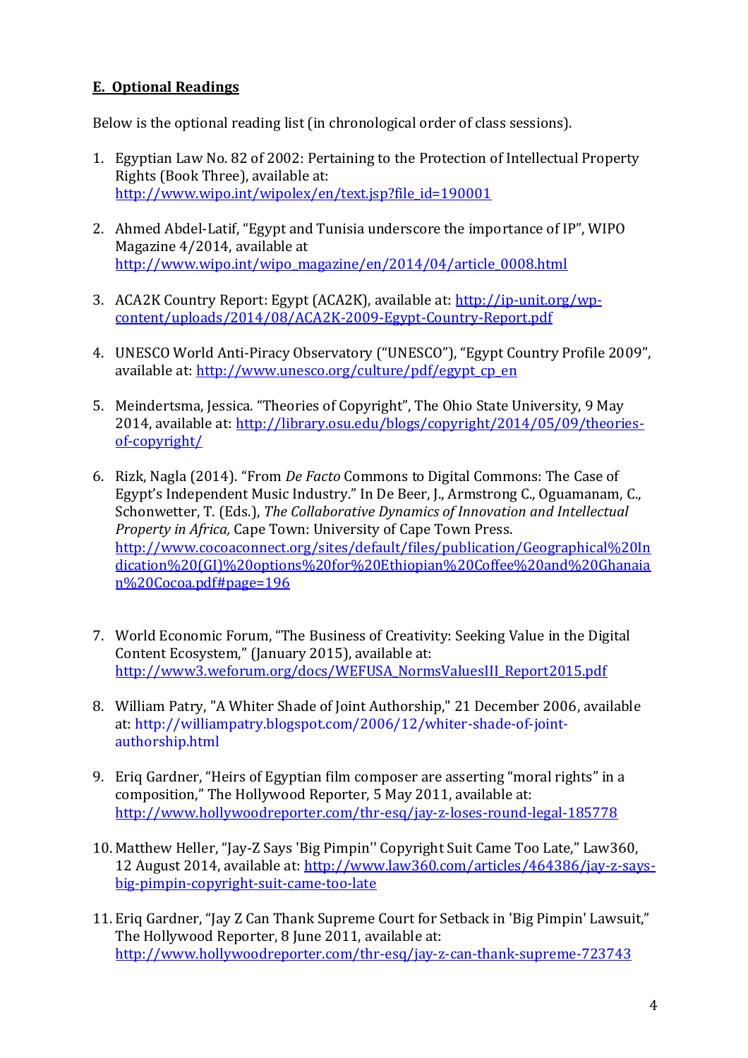## E. Optional Readings

Below is the optional reading list (in chronological order of class sessions).

1. Egyptian Law No. 82 of 2002: Pertaining to the Protection of Intellectual Property Rights (Book Three), available at: http://www.wipo.int/wipolex/en/text.jsp?file_id=190001

2. Ahmed Abdel-Latif, "Egypt and Tunisia underscore the importance of IP", WIPO Magazine 4/2014, available at http://www.wipo.int/wipo_magazine/en/2014/04/article_0008.html

3. ACA2K Country Report: Egypt (ACA2K), available at: http://ip-unit.org/wp-content/uploads/2014/08/ACA2K-2009-Egypt-Country-Report.pdf

4. UNESCO World Anti-Piracy Observatory ("UNESCO"), "Egypt Country Profile 2009", available at: http://www.unesco.org/culture/pdf/egypt_cp_en

5. Meindertsma, Jessica. "Theories of Copyright", The Ohio State University, 9 May 2014, available at: http://library.osu.edu/blogs/copyright/2014/05/09/theories-of-copyright/

6. Rizk, Nagla (2014). "From *De Facto* Commons to Digital Commons: The Case of Egypt's Independent Music Industry." In De Beer, J., Armstrong C., Oguamanam, C., Schonwetter, T. (Eds.), *The Collaborative Dynamics of Innovation and Intellectual Property in Africa,* Cape Town: University of Cape Town Press. http://www.cocoaconnect.org/sites/default/files/publication/Geographical%20Indication%20(GI)%20options%20for%20Ethiopian%20Coffee%20and%20Ghanaian%20Cocoa.pdf#page=196

7. World Economic Forum, "The Business of Creativity: Seeking Value in the Digital Content Ecosystem," (January 2015), available at: http://www3.weforum.org/docs/WEFUSA_NormsValuesIII_Report2015.pdf

8. William Patry, "A Whiter Shade of Joint Authorship," 21 December 2006, available at: http://williampatry.blogspot.com/2006/12/whiter-shade-of-joint-authorship.html

9. Eriq Gardner, "Heirs of Egyptian film composer are asserting "moral rights" in a composition," The Hollywood Reporter, 5 May 2011, available at: http://www.hollywoodreporter.com/thr-esq/jay-z-loses-round-legal-185778

10. Matthew Heller, "Jay-Z Says 'Big Pimpin'' Copyright Suit Came Too Late," Law360, 12 August 2014, available at: http://www.law360.com/articles/464386/jay-z-says-big-pimpin-copyright-suit-came-too-late

11. Eriq Gardner, "Jay Z Can Thank Supreme Court for Setback in 'Big Pimpin' Lawsuit," The Hollywood Reporter, 8 June 2011, available at: http://www.hollywoodreporter.com/thr-esq/jay-z-can-thank-supreme-723743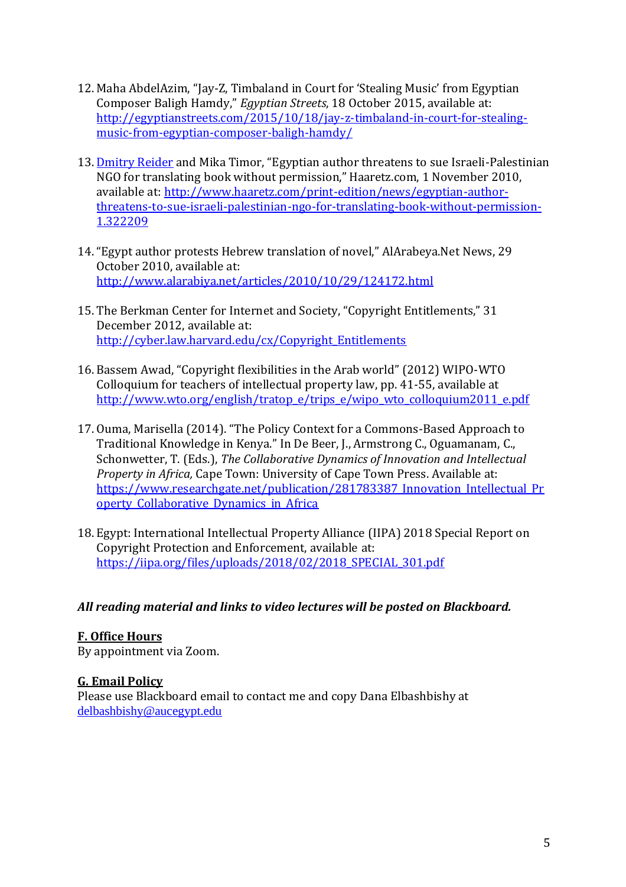12. Maha AbdelAzim, "Jay-Z, Timbaland in Court for 'Stealing Music' from Egyptian Composer Baligh Hamdy," *Egyptian Streets*, 18 October 2015, available at: http://egyptianstreets.com/2015/10/18/jay-z-timbaland-in-court-for-stealing-music-from-egyptian-composer-baligh-hamdy/

13. Dmitry Reider and Mika Timor, "Egyptian author threatens to sue Israeli-Palestinian NGO for translating book without permission," Haaretz.com, 1 November 2010, available at: http://www.haaretz.com/print-edition/news/egyptian-author-threatens-to-sue-israeli-palestinian-ngo-for-translating-book-without-permission-1.322209

14. "Egypt author protests Hebrew translation of novel," AlArabeya.Net News, 29 October 2010, available at: http://www.alarabiya.net/articles/2010/10/29/124172.html

15. The Berkman Center for Internet and Society, "Copyright Entitlements," 31 December 2012, available at: http://cyber.law.harvard.edu/cx/Copyright_Entitlements

16. Bassem Awad, "Copyright flexibilities in the Arab world" (2012) WIPO-WTO Colloquium for teachers of intellectual property law, pp. 41-55, available at http://www.wto.org/english/tratop_e/trips_e/wipo_wto_colloquium2011_e.pdf

17. Ouma, Marisella (2014). "The Policy Context for a Commons-Based Approach to Traditional Knowledge in Kenya." In De Beer, J., Armstrong C., Oguamanam, C., Schonwetter, T. (Eds.), *The Collaborative Dynamics of Innovation and Intellectual Property in Africa,* Cape Town: University of Cape Town Press. Available at: https://www.researchgate.net/publication/281783387_Innovation_Intellectual_Property_Collaborative_Dynamics_in_Africa

18. Egypt: International Intellectual Property Alliance (IIPA) 2018 Special Report on Copyright Protection and Enforcement, available at: https://iipa.org/files/uploads/2018/02/2018_SPECIAL_301.pdf

***All reading material and links to video lectures will be posted on Blackboard.***

## F. Office Hours

By appointment via Zoom.

## G. Email Policy

Please use Blackboard email to contact me and copy Dana Elbashbishy at delbashbishy@aucegypt.edu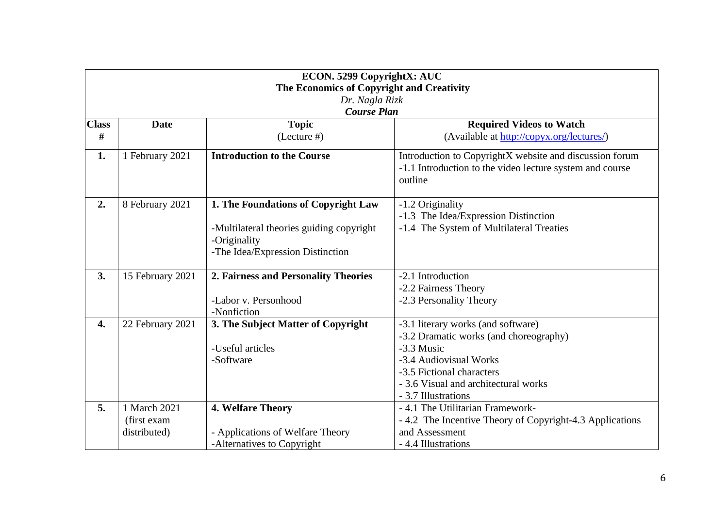**ECON. 5299 CopyrightX: AUC**
**The Economics of Copyright and Creativity**
*Dr. Nagla Rizk*
***Course Plan***

| Class # | Date | Topic (Lecture #) | Required Videos to Watch (Available at http://copyx.org/lectures/) |
|---|---|---|---|
| **1.** | 1 February 2021 | **Introduction to the Course** | Introduction to CopyrightX website and discussion forum<br>-1.1 Introduction to the video lecture system and course outline |
| **2.** | 8 February 2021 | **1. The Foundations of Copyright Law**<br><br>-Multilateral theories guiding copyright<br>-Originality<br>-The Idea/Expression Distinction | -1.2 Originality<br>-1.3 The Idea/Expression Distinction<br>-1.4 The System of Multilateral Treaties |
| **3.** | 15 February 2021 | **2. Fairness and Personality Theories**<br><br>-Labor v. Personhood<br>-Nonfiction | -2.1 Introduction<br>-2.2 Fairness Theory<br>-2.3 Personality Theory |
| **4.** | 22 February 2021 | **3. The Subject Matter of Copyright**<br><br>-Useful articles<br>-Software | -3.1 literary works (and software)<br>-3.2 Dramatic works (and choreography)<br>-3.3 Music<br>-3.4 Audiovisual Works<br>-3.5 Fictional characters<br>- 3.6 Visual and architectural works<br>- 3.7 Illustrations |
| **5.** | 1 March 2021 (first exam distributed) | **4. Welfare Theory**<br><br>- Applications of Welfare Theory<br>-Alternatives to Copyright | - 4.1 The Utilitarian Framework-<br>- 4.2 The Incentive Theory of Copyright-4.3 Applications and Assessment<br>- 4.4 Illustrations |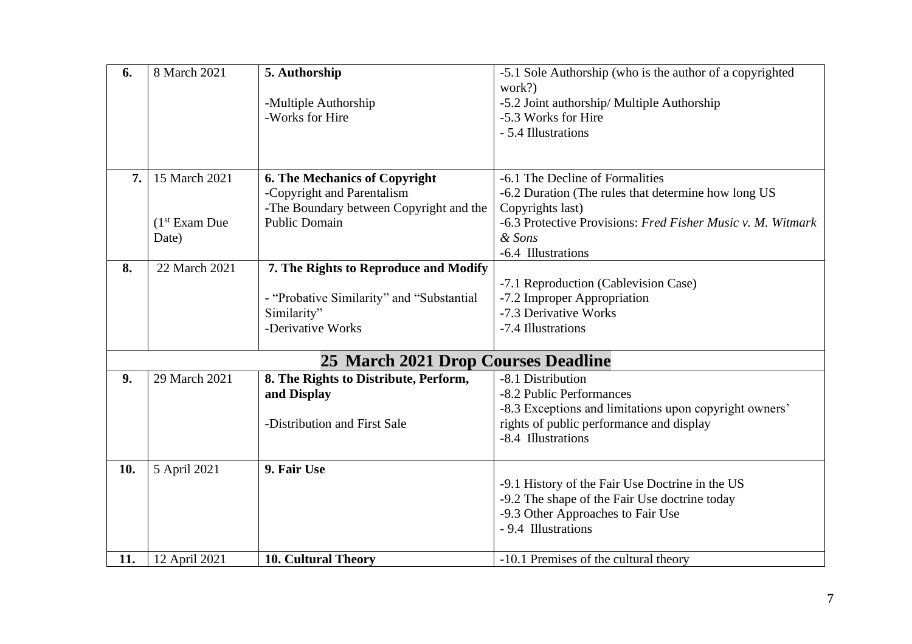| | | | |
|---|---|---|---|
| **6.** | 8 March 2021 | **5. Authorship**<br><br>-Multiple Authorship<br>-Works for Hire | -5.1 Sole Authorship (who is the author of a copyrighted work?)<br>-5.2 Joint authorship/ Multiple Authorship<br>-5.3 Works for Hire<br>- 5.4 Illustrations |
| **7.** | 15 March 2021<br><br>(1st Exam Due Date) | **6. The Mechanics of Copyright**<br>-Copyright and Parentalism<br>-The Boundary between Copyright and the Public Domain | -6.1 The Decline of Formalities<br>-6.2 Duration (The rules that determine how long US Copyrights last)<br>-6.3 Protective Provisions: *Fred Fisher Music v. M. Witmark & Sons*<br>-6.4 Illustrations |
| **8.** | 22 March 2021 | **7. The Rights to Reproduce and Modify**<br><br>- "Probative Similarity" and "Substantial Similarity"<br>-Derivative Works | -7.1 Reproduction (Cablevision Case)<br>-7.2 Improper Appropriation<br>-7.3 Derivative Works<br>-7.4 Illustrations |
| | | **25 March 2021 Drop Courses Deadline** | |
| **9.** | 29 March 2021 | **8. The Rights to Distribute, Perform, and Display**<br><br>-Distribution and First Sale | -8.1 Distribution<br>-8.2 Public Performances<br>-8.3 Exceptions and limitations upon copyright owners' rights of public performance and display<br>-8.4 Illustrations |
| **10.** | 5 April 2021 | **9. Fair Use** | -9.1 History of the Fair Use Doctrine in the US<br>-9.2 The shape of the Fair Use doctrine today<br>-9.3 Other Approaches to Fair Use<br>- 9.4 Illustrations |
| **11.** | 12 April 2021 | **10. Cultural Theory** | -10.1 Premises of the cultural theory |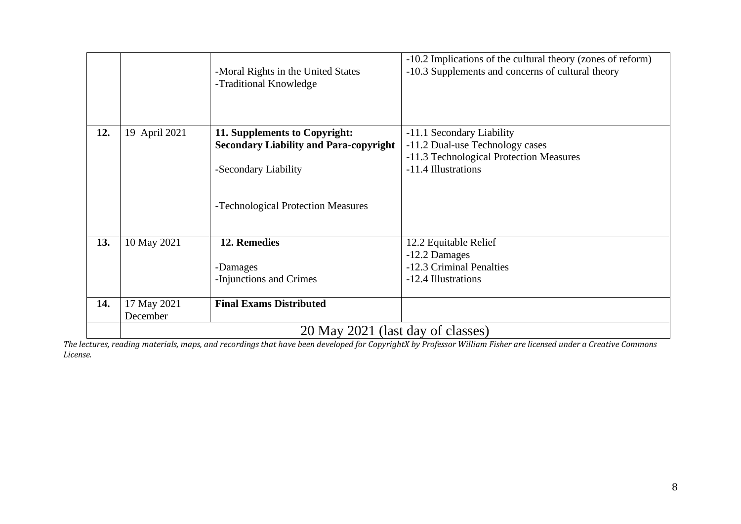| | | | |
|---|---|---|---|
| | | -Moral Rights in the United States<br>-Traditional Knowledge | -10.2 Implications of the cultural theory (zones of reform)<br>-10.3 Supplements and concerns of cultural theory |
| **12.** | 19 April 2021 | **11. Supplements to Copyright: Secondary Liability and Para-copyright**<br><br>-Secondary Liability<br><br>-Technological Protection Measures | -11.1 Secondary Liability<br>-11.2 Dual-use Technology cases<br>-11.3 Technological Protection Measures<br>-11.4 Illustrations |
| **13.** | 10 May 2021 | **12. Remedies**<br><br>-Damages<br>-Injunctions and Crimes | 12.2 Equitable Relief<br>-12.2 Damages<br>-12.3 Criminal Penalties<br>-12.4 Illustrations |
| **14.** | 17 May 2021 December | **Final Exams Distributed** | |
| | 20 May 2021 (last day of classes) | | |

*The lectures, reading materials, maps, and recordings that have been developed for CopyrightX by Professor William Fisher are licensed under a Creative Commons License.*